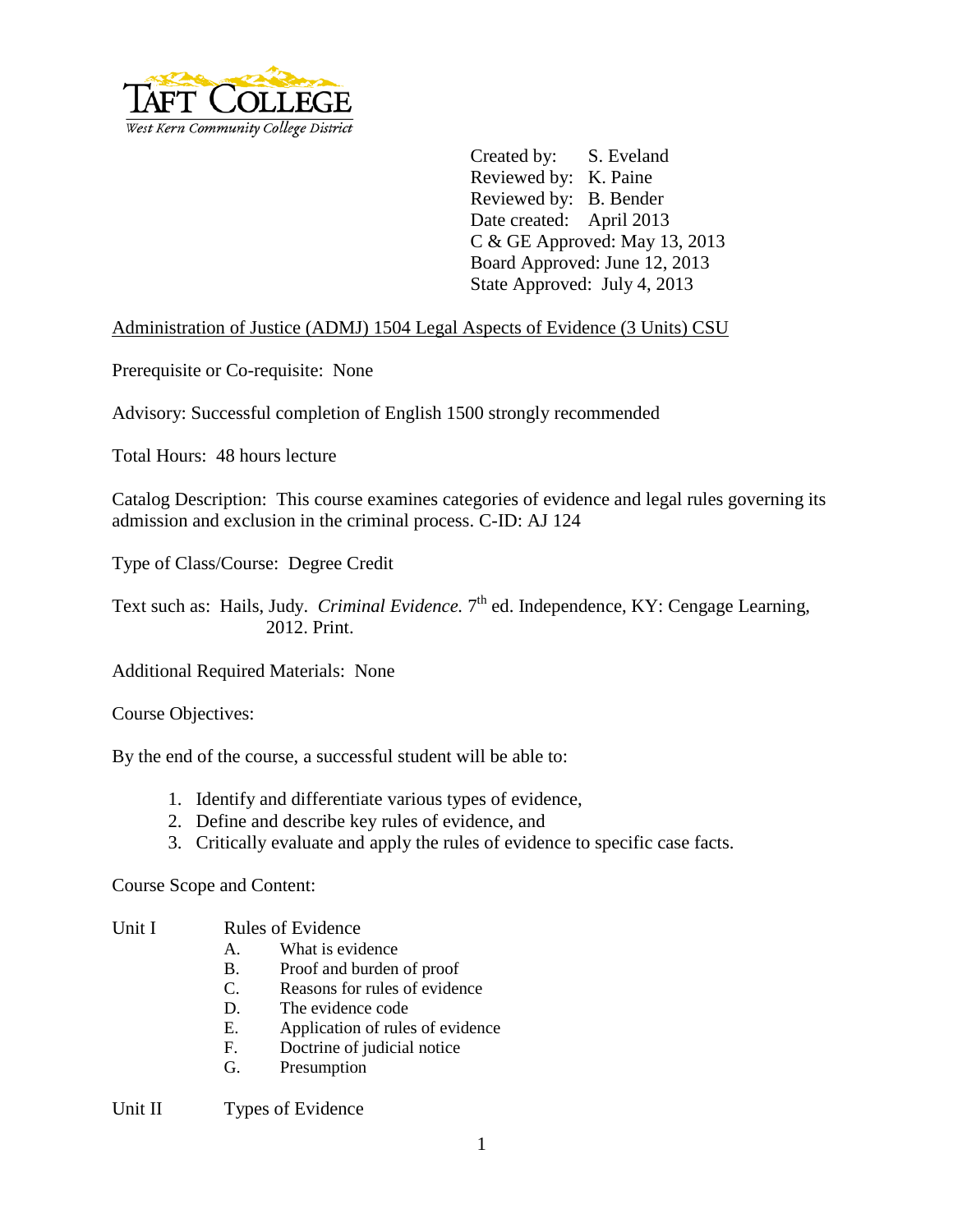TAFT COLLEGE
West Kern Community College District

Created by: S. Eveland
Reviewed by: K. Paine
Reviewed by: B. Bender
Date created: April 2013
C & GE Approved: May 13, 2013
Board Approved: June 12, 2013
State Approved: July 4, 2013

Administration of Justice (ADMJ) 1504 Legal Aspects of Evidence (3 Units) CSU

Prerequisite or Co-requisite: None

Advisory: Successful completion of English 1500 strongly recommended

Total Hours: 48 hours lecture

Catalog Description: This course examines categories of evidence and legal rules governing its admission and exclusion in the criminal process. C-ID: AJ 124

Type of Class/Course: Degree Credit

Text such as: Hails, Judy. *Criminal Evidence.* 7th ed. Independence, KY: Cengage Learning, 2012. Print.

Additional Required Materials: None

Course Objectives:

By the end of the course, a successful student will be able to:

1. Identify and differentiate various types of evidence,
2. Define and describe key rules of evidence, and
3. Critically evaluate and apply the rules of evidence to specific case facts.

Course Scope and Content:

Unit I Rules of Evidence

- A. What is evidence
- B. Proof and burden of proof
- C. Reasons for rules of evidence
- D. The evidence code
- E. Application of rules of evidence
- F. Doctrine of judicial notice
- G. Presumption

Unit II Types of Evidence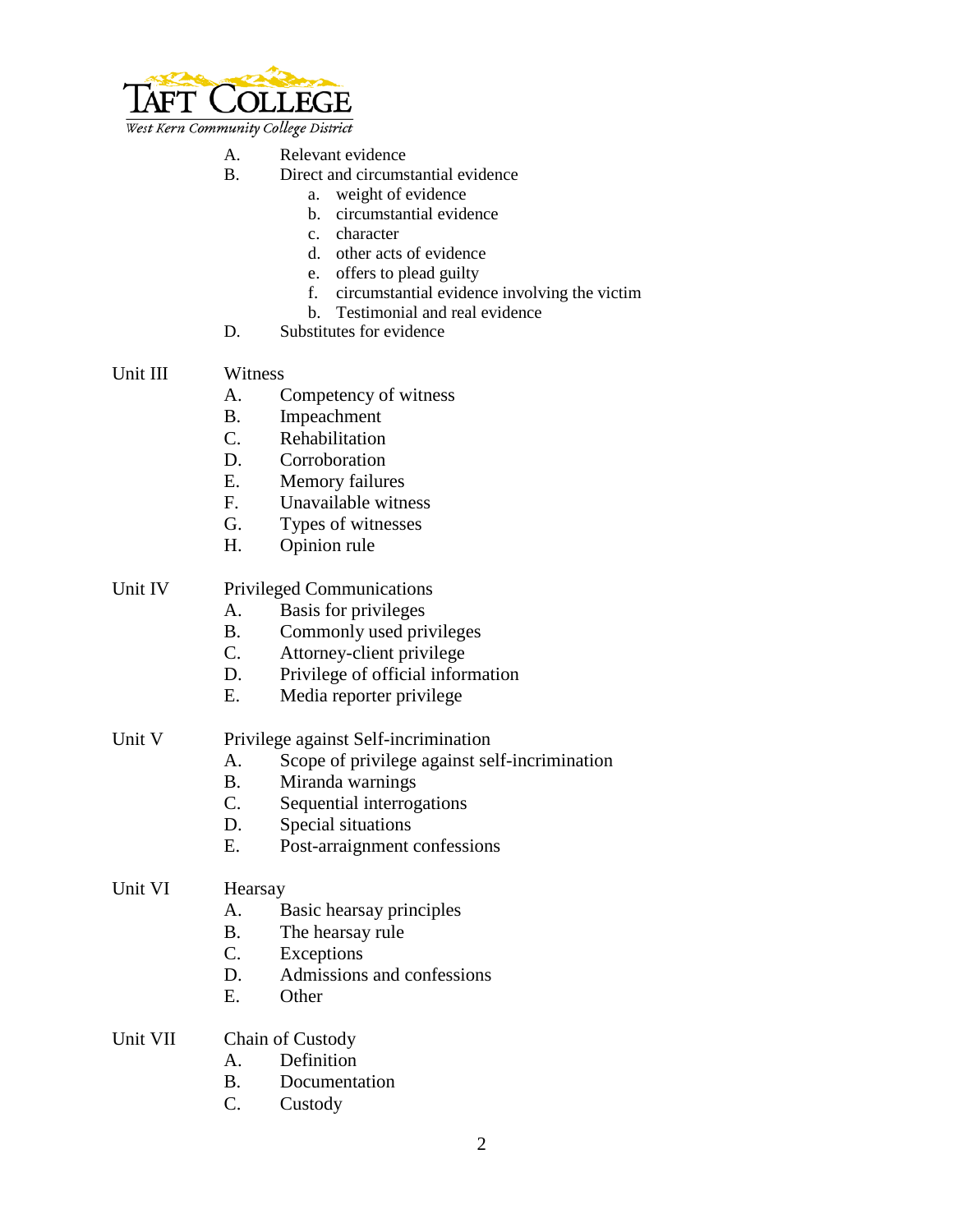A. Relevant evidence

B. Direct and circumstantial evidence

  a. weight of evidence
  b. circumstantial evidence
  c. character
  d. other acts of evidence
  e. offers to plead guilty
  f. circumstantial evidence involving the victim
  b. Testimonial and real evidence

D. Substitutes for evidence

Unit III Witness

A. Competency of witness
B. Impeachment
C. Rehabilitation
D. Corroboration
E. Memory failures
F. Unavailable witness
G. Types of witnesses
H. Opinion rule

Unit IV Privileged Communications

A. Basis for privileges
B. Commonly used privileges
C. Attorney-client privilege
D. Privilege of official information
E. Media reporter privilege

Unit V Privilege against Self-incrimination

A. Scope of privilege against self-incrimination
B. Miranda warnings
C. Sequential interrogations
D. Special situations
E. Post-arraignment confessions

Unit VI Hearsay

A. Basic hearsay principles
B. The hearsay rule
C. Exceptions
D. Admissions and confessions
E. Other

Unit VII Chain of Custody

A. Definition
B. Documentation
C. Custody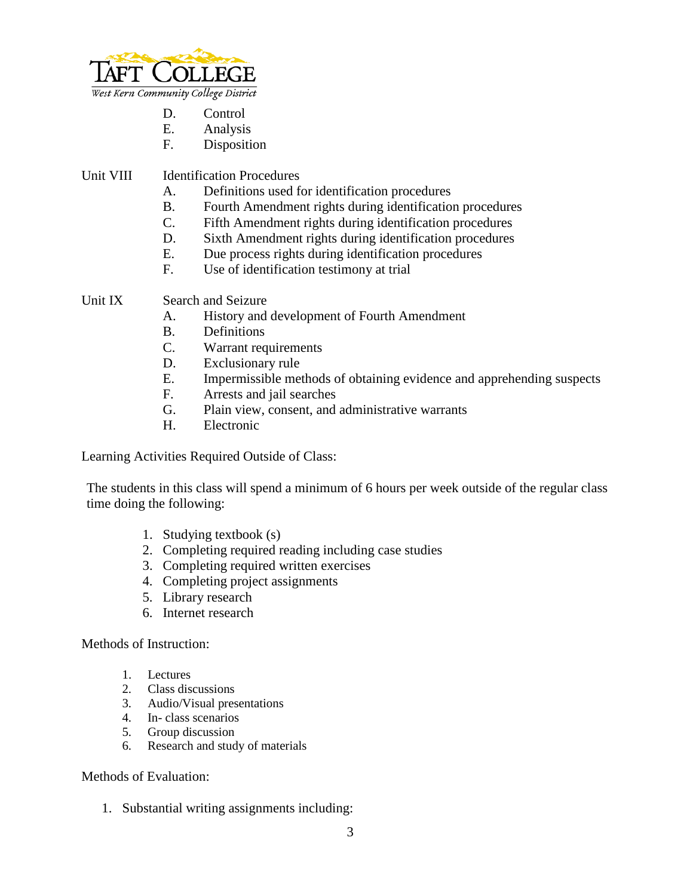D. Control
E. Analysis
F. Disposition

Unit VIII Identification Procedures

A. Definitions used for identification procedures
B. Fourth Amendment rights during identification procedures
C. Fifth Amendment rights during identification procedures
D. Sixth Amendment rights during identification procedures
E. Due process rights during identification procedures
F. Use of identification testimony at trial

Unit IX Search and Seizure

A. History and development of Fourth Amendment
B. Definitions
C. Warrant requirements
D. Exclusionary rule
E. Impermissible methods of obtaining evidence and apprehending suspects
F. Arrests and jail searches
G. Plain view, consent, and administrative warrants
H. Electronic

Learning Activities Required Outside of Class:

The students in this class will spend a minimum of 6 hours per week outside of the regular class time doing the following:

1. Studying textbook (s)
2. Completing required reading including case studies
3. Completing required written exercises
4. Completing project assignments
5. Library research
6. Internet research

Methods of Instruction:

1. Lectures
2. Class discussions
3. Audio/Visual presentations
4. In- class scenarios
5. Group discussion
6. Research and study of materials

Methods of Evaluation:

1. Substantial writing assignments including: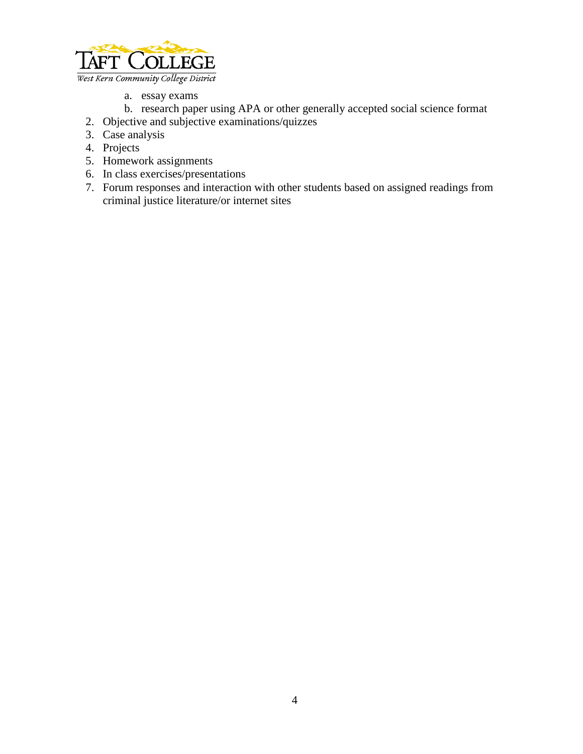a. essay exams
   b. research paper using APA or other generally accepted social science format
2. Objective and subjective examinations/quizzes
3. Case analysis
4. Projects
5. Homework assignments
6. In class exercises/presentations
7. Forum responses and interaction with other students based on assigned readings from criminal justice literature/or internet sites